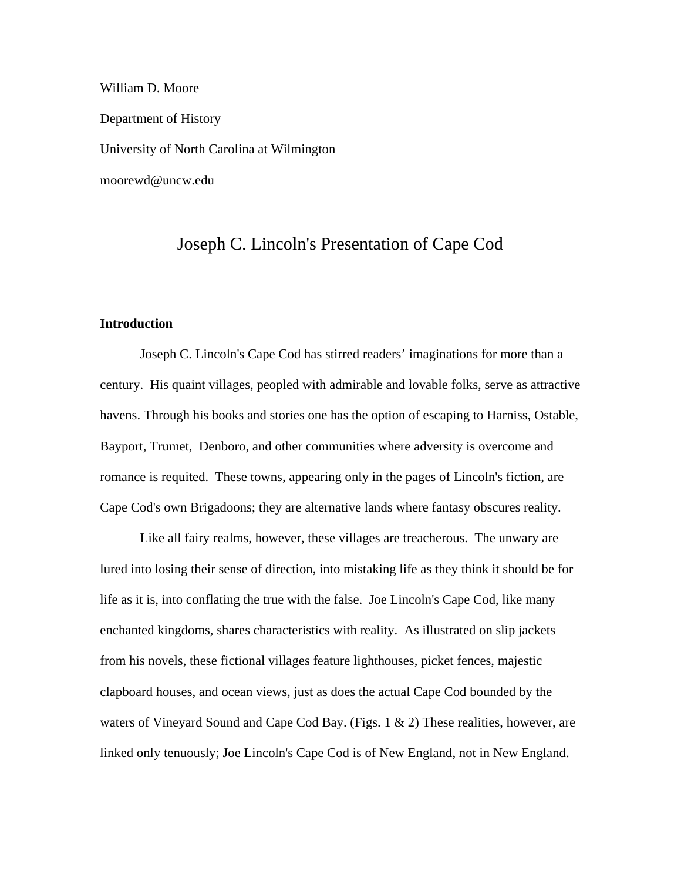William D. Moore

Department of History

University of North Carolina at Wilmington

moorewd@uncw.edu

# Joseph C. Lincoln's Presentation of Cape Cod

**Introduction**

Joseph C. Lincoln's Cape Cod has stirred readers' imaginations for more than a century. His quaint villages, peopled with admirable and lovable folks, serve as attractive havens. Through his books and stories one has the option of escaping to Harniss, Ostable, Bayport, Trumet, Denboro, and other communities where adversity is overcome and romance is requited. These towns, appearing only in the pages of Lincoln's fiction, are Cape Cod's own Brigadoons; they are alternative lands where fantasy obscures reality.

Like all fairy realms, however, these villages are treacherous. The unwary are lured into losing their sense of direction, into mistaking life as they think it should be for life as it is, into conflating the true with the false. Joe Lincoln's Cape Cod, like many enchanted kingdoms, shares characteristics with reality. As illustrated on slip jackets from his novels, these fictional villages feature lighthouses, picket fences, majestic clapboard houses, and ocean views, just as does the actual Cape Cod bounded by the waters of Vineyard Sound and Cape Cod Bay. (Figs. 1 & 2) These realities, however, are linked only tenuously; Joe Lincoln's Cape Cod is of New England, not in New England.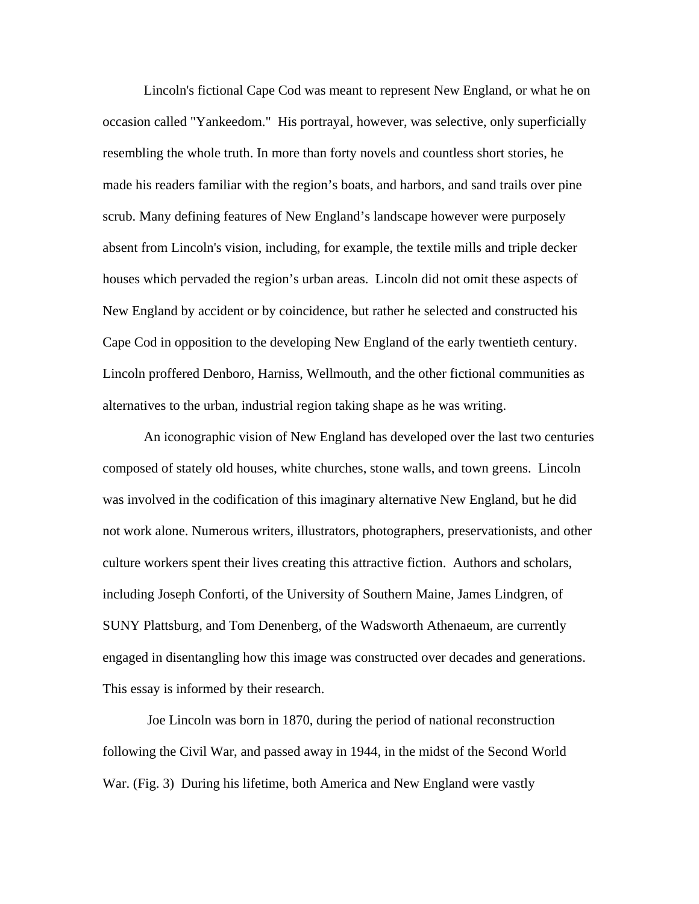Lincoln's fictional Cape Cod was meant to represent New England, or what he on occasion called "Yankeedom." His portrayal, however, was selective, only superficially resembling the whole truth. In more than forty novels and countless short stories, he made his readers familiar with the region's boats, and harbors, and sand trails over pine scrub. Many defining features of New England's landscape however were purposely absent from Lincoln's vision, including, for example, the textile mills and triple decker houses which pervaded the region's urban areas. Lincoln did not omit these aspects of New England by accident or by coincidence, but rather he selected and constructed his Cape Cod in opposition to the developing New England of the early twentieth century. Lincoln proffered Denboro, Harniss, Wellmouth, and the other fictional communities as alternatives to the urban, industrial region taking shape as he was writing.

An iconographic vision of New England has developed over the last two centuries composed of stately old houses, white churches, stone walls, and town greens. Lincoln was involved in the codification of this imaginary alternative New England, but he did not work alone. Numerous writers, illustrators, photographers, preservationists, and other culture workers spent their lives creating this attractive fiction. Authors and scholars, including Joseph Conforti, of the University of Southern Maine, James Lindgren, of SUNY Plattsburg, and Tom Denenberg, of the Wadsworth Athenaeum, are currently engaged in disentangling how this image was constructed over decades and generations. This essay is informed by their research.

Joe Lincoln was born in 1870, during the period of national reconstruction following the Civil War, and passed away in 1944, in the midst of the Second World War. (Fig. 3) During his lifetime, both America and New England were vastly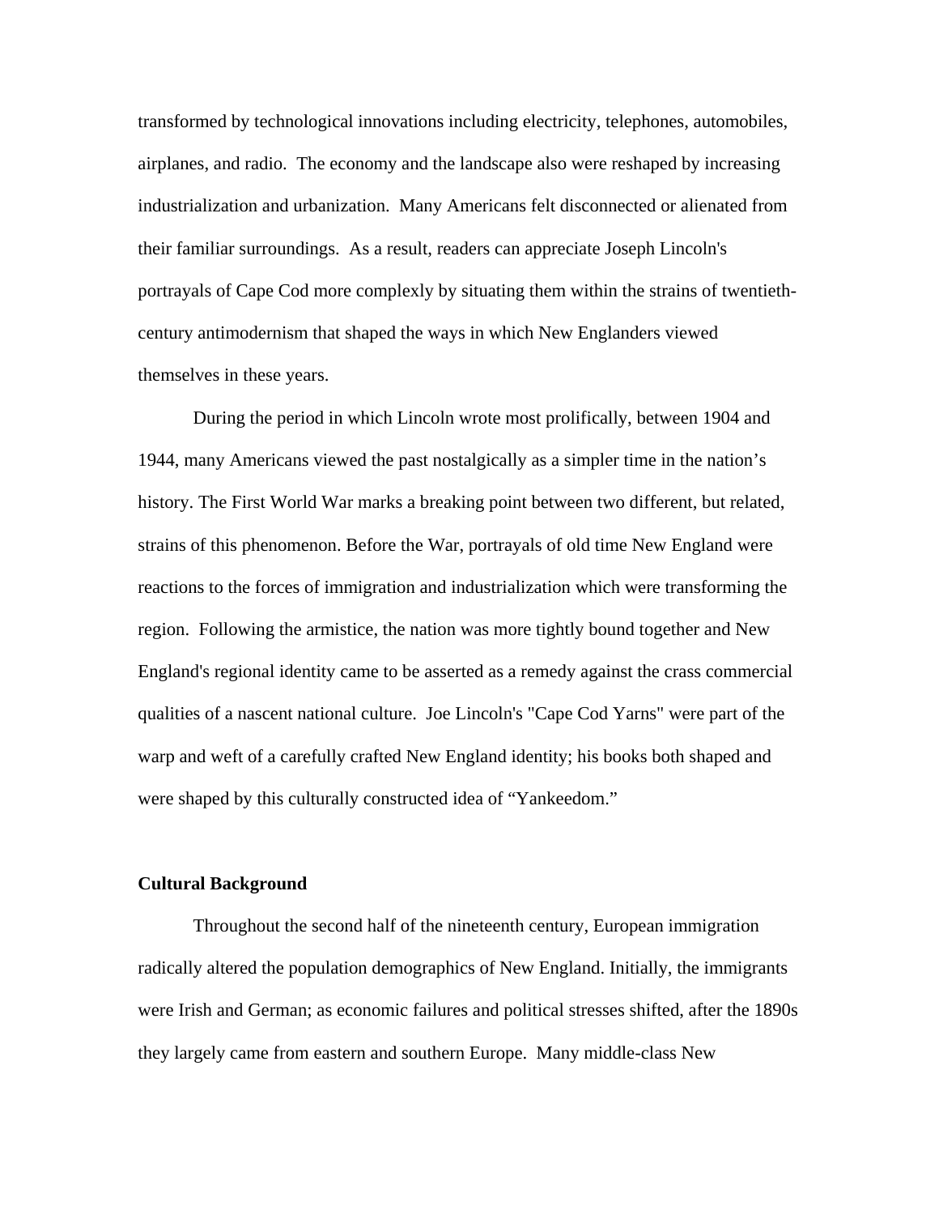transformed by technological innovations including electricity, telephones, automobiles, airplanes, and radio. The economy and the landscape also were reshaped by increasing industrialization and urbanization. Many Americans felt disconnected or alienated from their familiar surroundings. As a result, readers can appreciate Joseph Lincoln's portrayals of Cape Cod more complexly by situating them within the strains of twentieth-century antimodernism that shaped the ways in which New Englanders viewed themselves in these years.

During the period in which Lincoln wrote most prolifically, between 1904 and 1944, many Americans viewed the past nostalgically as a simpler time in the nation's history. The First World War marks a breaking point between two different, but related, strains of this phenomenon. Before the War, portrayals of old time New England were reactions to the forces of immigration and industrialization which were transforming the region. Following the armistice, the nation was more tightly bound together and New England's regional identity came to be asserted as a remedy against the crass commercial qualities of a nascent national culture. Joe Lincoln's "Cape Cod Yarns" were part of the warp and weft of a carefully crafted New England identity; his books both shaped and were shaped by this culturally constructed idea of "Yankeedom."

**Cultural Background**

Throughout the second half of the nineteenth century, European immigration radically altered the population demographics of New England. Initially, the immigrants were Irish and German; as economic failures and political stresses shifted, after the 1890s they largely came from eastern and southern Europe. Many middle-class New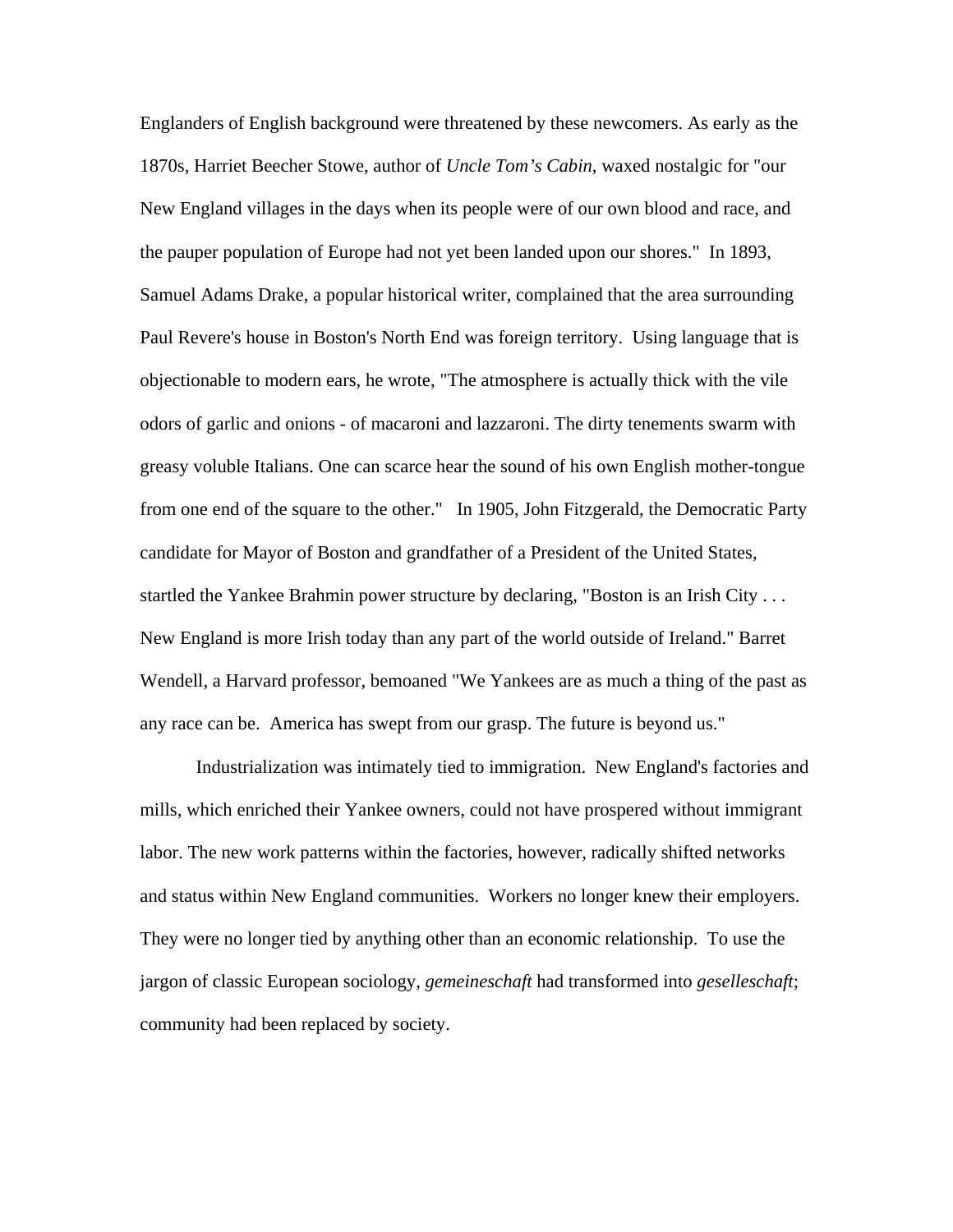Englanders of English background were threatened by these newcomers. As early as the 1870s, Harriet Beecher Stowe, author of *Uncle Tom's Cabin*, waxed nostalgic for "our New England villages in the days when its people were of our own blood and race, and the pauper population of Europe had not yet been landed upon our shores." In 1893, Samuel Adams Drake, a popular historical writer, complained that the area surrounding Paul Revere's house in Boston's North End was foreign territory. Using language that is objectionable to modern ears, he wrote, "The atmosphere is actually thick with the vile odors of garlic and onions - of macaroni and lazzaroni. The dirty tenements swarm with greasy voluble Italians. One can scarce hear the sound of his own English mother-tongue from one end of the square to the other." In 1905, John Fitzgerald, the Democratic Party candidate for Mayor of Boston and grandfather of a President of the United States, startled the Yankee Brahmin power structure by declaring, "Boston is an Irish City . . . New England is more Irish today than any part of the world outside of Ireland." Barret Wendell, a Harvard professor, bemoaned "We Yankees are as much a thing of the past as any race can be. America has swept from our grasp. The future is beyond us."

Industrialization was intimately tied to immigration. New England's factories and mills, which enriched their Yankee owners, could not have prospered without immigrant labor. The new work patterns within the factories, however, radically shifted networks and status within New England communities. Workers no longer knew their employers. They were no longer tied by anything other than an economic relationship. To use the jargon of classic European sociology, *gemeineschaft* had transformed into *geselleschaft*; community had been replaced by society.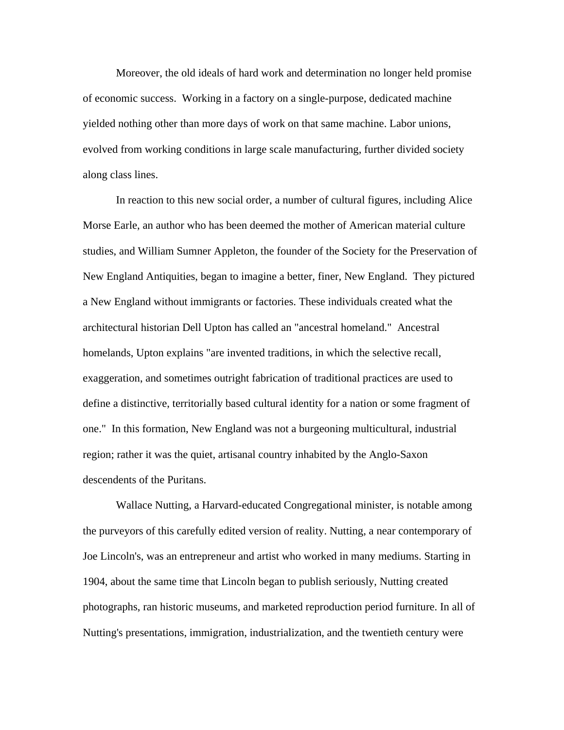Moreover, the old ideals of hard work and determination no longer held promise of economic success.  Working in a factory on a single-purpose, dedicated machine yielded nothing other than more days of work on that same machine. Labor unions, evolved from working conditions in large scale manufacturing, further divided society along class lines.

In reaction to this new social order, a number of cultural figures, including Alice Morse Earle, an author who has been deemed the mother of American material culture studies, and William Sumner Appleton, the founder of the Society for the Preservation of New England Antiquities, began to imagine a better, finer, New England.  They pictured a New England without immigrants or factories. These individuals created what the architectural historian Dell Upton has called an "ancestral homeland."  Ancestral homelands, Upton explains "are invented traditions, in which the selective recall, exaggeration, and sometimes outright fabrication of traditional practices are used to define a distinctive, territorially based cultural identity for a nation or some fragment of one."  In this formation, New England was not a burgeoning multicultural, industrial region; rather it was the quiet, artisanal country inhabited by the Anglo-Saxon descendents of the Puritans.

Wallace Nutting, a Harvard-educated Congregational minister, is notable among the purveyors of this carefully edited version of reality. Nutting, a near contemporary of Joe Lincoln's, was an entrepreneur and artist who worked in many mediums. Starting in 1904, about the same time that Lincoln began to publish seriously, Nutting created photographs, ran historic museums, and marketed reproduction period furniture. In all of Nutting's presentations, immigration, industrialization, and the twentieth century were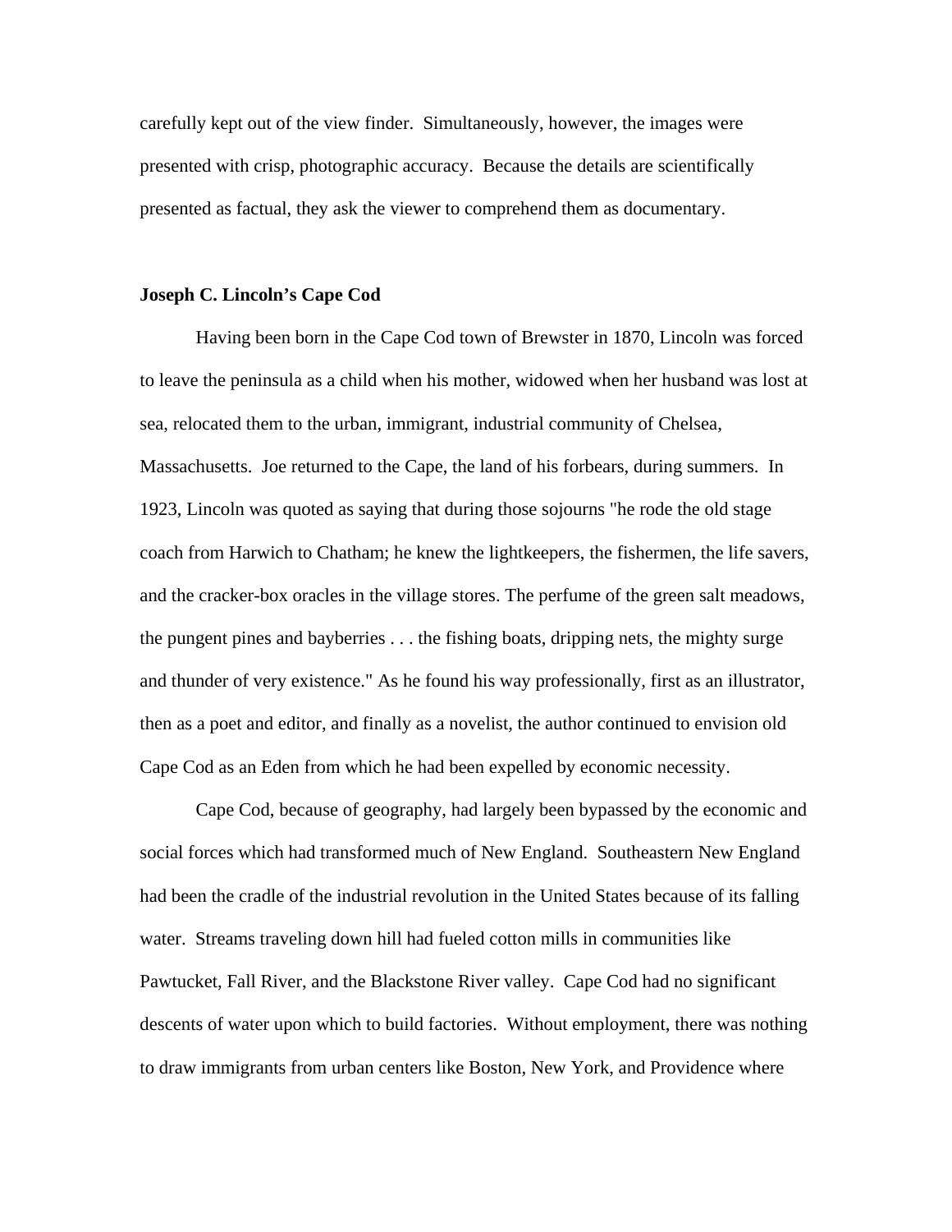carefully kept out of the view finder. Simultaneously, however, the images were presented with crisp, photographic accuracy. Because the details are scientifically presented as factual, they ask the viewer to comprehend them as documentary.

## Joseph C. Lincoln's Cape Cod

Having been born in the Cape Cod town of Brewster in 1870, Lincoln was forced to leave the peninsula as a child when his mother, widowed when her husband was lost at sea, relocated them to the urban, immigrant, industrial community of Chelsea, Massachusetts. Joe returned to the Cape, the land of his forbears, during summers. In 1923, Lincoln was quoted as saying that during those sojourns "he rode the old stage coach from Harwich to Chatham; he knew the lightkeepers, the fishermen, the life savers, and the cracker-box oracles in the village stores. The perfume of the green salt meadows, the pungent pines and bayberries . . . the fishing boats, dripping nets, the mighty surge and thunder of very existence." As he found his way professionally, first as an illustrator, then as a poet and editor, and finally as a novelist, the author continued to envision old Cape Cod as an Eden from which he had been expelled by economic necessity.

Cape Cod, because of geography, had largely been bypassed by the economic and social forces which had transformed much of New England. Southeastern New England had been the cradle of the industrial revolution in the United States because of its falling water. Streams traveling down hill had fueled cotton mills in communities like Pawtucket, Fall River, and the Blackstone River valley. Cape Cod had no significant descents of water upon which to build factories. Without employment, there was nothing to draw immigrants from urban centers like Boston, New York, and Providence where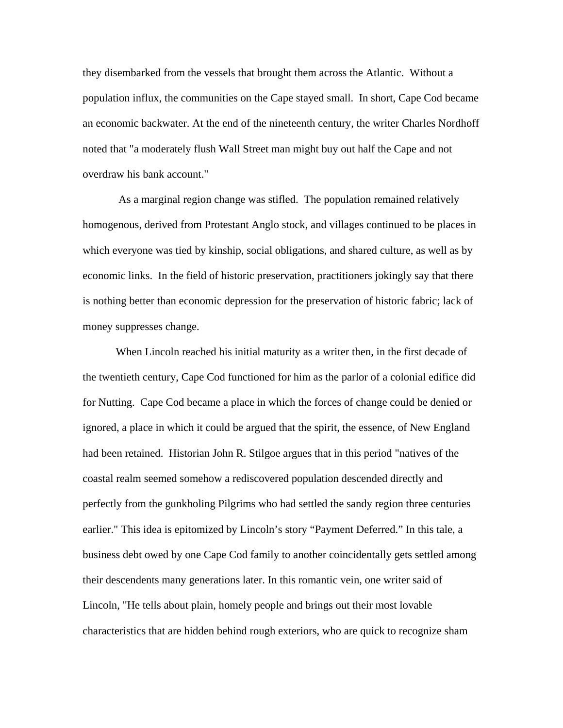they disembarked from the vessels that brought them across the Atlantic. Without a population influx, the communities on the Cape stayed small. In short, Cape Cod became an economic backwater. At the end of the nineteenth century, the writer Charles Nordhoff noted that "a moderately flush Wall Street man might buy out half the Cape and not overdraw his bank account."

As a marginal region change was stifled. The population remained relatively homogenous, derived from Protestant Anglo stock, and villages continued to be places in which everyone was tied by kinship, social obligations, and shared culture, as well as by economic links. In the field of historic preservation, practitioners jokingly say that there is nothing better than economic depression for the preservation of historic fabric; lack of money suppresses change.

When Lincoln reached his initial maturity as a writer then, in the first decade of the twentieth century, Cape Cod functioned for him as the parlor of a colonial edifice did for Nutting. Cape Cod became a place in which the forces of change could be denied or ignored, a place in which it could be argued that the spirit, the essence, of New England had been retained. Historian John R. Stilgoe argues that in this period "natives of the coastal realm seemed somehow a rediscovered population descended directly and perfectly from the gunkholing Pilgrims who had settled the sandy region three centuries earlier." This idea is epitomized by Lincoln's story "Payment Deferred." In this tale, a business debt owed by one Cape Cod family to another coincidentally gets settled among their descendents many generations later. In this romantic vein, one writer said of Lincoln, "He tells about plain, homely people and brings out their most lovable characteristics that are hidden behind rough exteriors, who are quick to recognize sham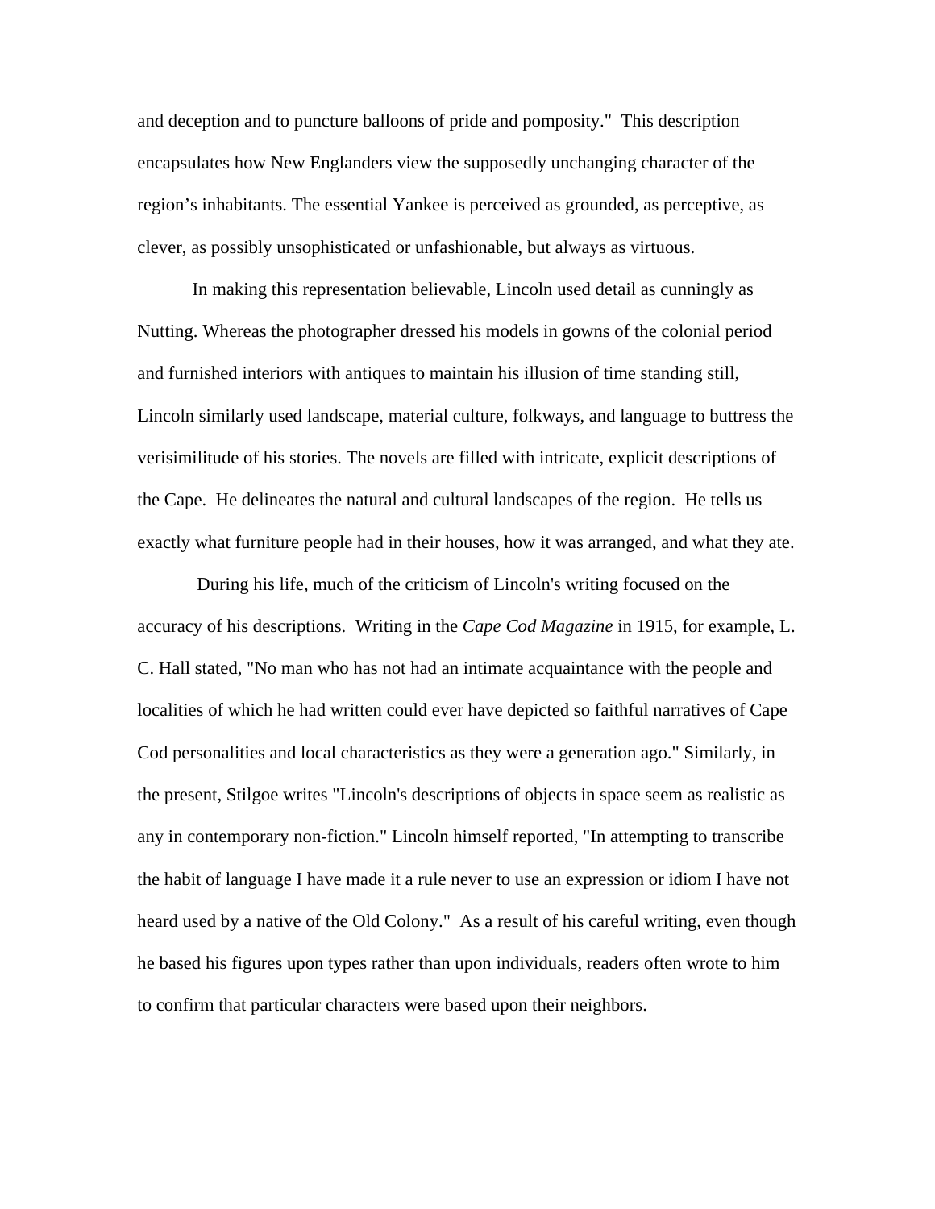and deception and to puncture balloons of pride and pomposity." This description encapsulates how New Englanders view the supposedly unchanging character of the region's inhabitants. The essential Yankee is perceived as grounded, as perceptive, as clever, as possibly unsophisticated or unfashionable, but always as virtuous.

In making this representation believable, Lincoln used detail as cunningly as Nutting. Whereas the photographer dressed his models in gowns of the colonial period and furnished interiors with antiques to maintain his illusion of time standing still, Lincoln similarly used landscape, material culture, folkways, and language to buttress the verisimilitude of his stories. The novels are filled with intricate, explicit descriptions of the Cape. He delineates the natural and cultural landscapes of the region. He tells us exactly what furniture people had in their houses, how it was arranged, and what they ate.

During his life, much of the criticism of Lincoln's writing focused on the accuracy of his descriptions. Writing in the *Cape Cod Magazine* in 1915, for example, L. C. Hall stated, "No man who has not had an intimate acquaintance with the people and localities of which he had written could ever have depicted so faithful narratives of Cape Cod personalities and local characteristics as they were a generation ago." Similarly, in the present, Stilgoe writes "Lincoln's descriptions of objects in space seem as realistic as any in contemporary non-fiction." Lincoln himself reported, "In attempting to transcribe the habit of language I have made it a rule never to use an expression or idiom I have not heard used by a native of the Old Colony." As a result of his careful writing, even though he based his figures upon types rather than upon individuals, readers often wrote to him to confirm that particular characters were based upon their neighbors.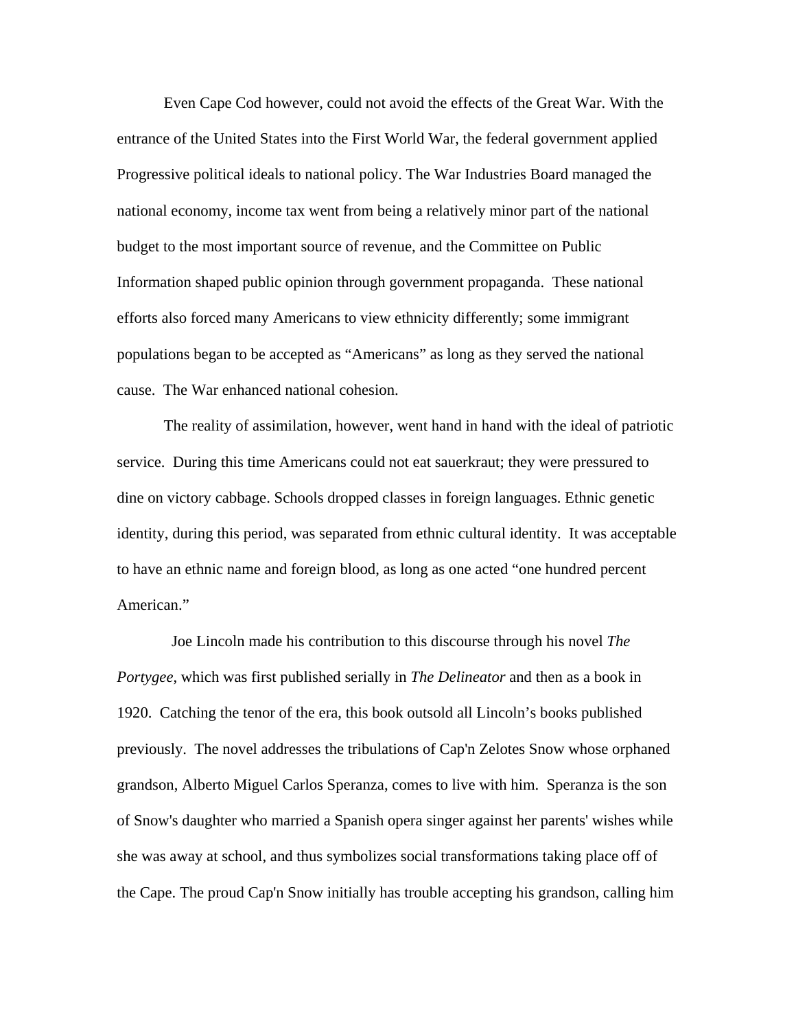Even Cape Cod however, could not avoid the effects of the Great War. With the entrance of the United States into the First World War, the federal government applied Progressive political ideals to national policy. The War Industries Board managed the national economy, income tax went from being a relatively minor part of the national budget to the most important source of revenue, and the Committee on Public Information shaped public opinion through government propaganda. These national efforts also forced many Americans to view ethnicity differently; some immigrant populations began to be accepted as "Americans" as long as they served the national cause. The War enhanced national cohesion.

The reality of assimilation, however, went hand in hand with the ideal of patriotic service. During this time Americans could not eat sauerkraut; they were pressured to dine on victory cabbage. Schools dropped classes in foreign languages. Ethnic genetic identity, during this period, was separated from ethnic cultural identity. It was acceptable to have an ethnic name and foreign blood, as long as one acted "one hundred percent American."

Joe Lincoln made his contribution to this discourse through his novel *The Portygee*, which was first published serially in *The Delineator* and then as a book in 1920. Catching the tenor of the era, this book outsold all Lincoln's books published previously. The novel addresses the tribulations of Cap'n Zelotes Snow whose orphaned grandson, Alberto Miguel Carlos Speranza, comes to live with him. Speranza is the son of Snow's daughter who married a Spanish opera singer against her parents' wishes while she was away at school, and thus symbolizes social transformations taking place off of the Cape. The proud Cap'n Snow initially has trouble accepting his grandson, calling him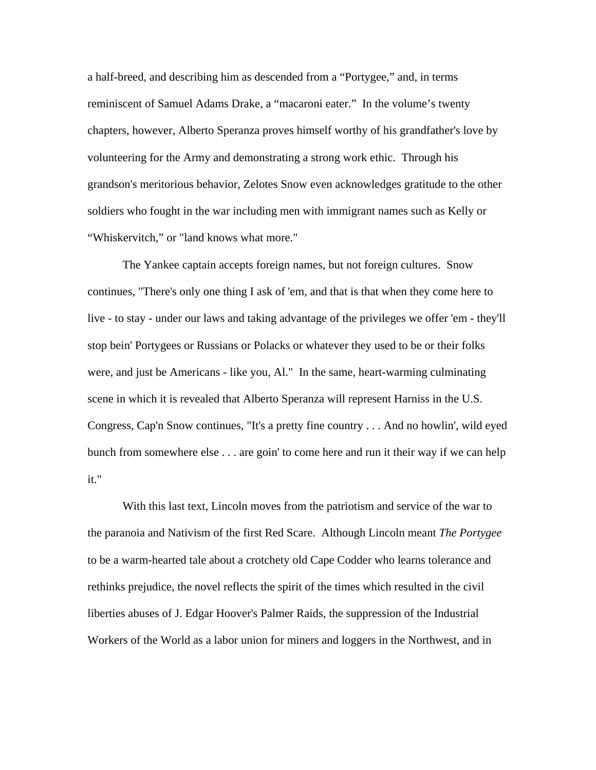a half-breed, and describing him as descended from a "Portygee," and, in terms reminiscent of Samuel Adams Drake, a "macaroni eater." In the volume's twenty chapters, however, Alberto Speranza proves himself worthy of his grandfather's love by volunteering for the Army and demonstrating a strong work ethic. Through his grandson's meritorious behavior, Zelotes Snow even acknowledges gratitude to the other soldiers who fought in the war including men with immigrant names such as Kelly or "Whiskervitch," or "land knows what more."

The Yankee captain accepts foreign names, but not foreign cultures. Snow continues, "There's only one thing I ask of 'em, and that is that when they come here to live - to stay - under our laws and taking advantage of the privileges we offer 'em - they'll stop bein' Portygees or Russians or Polacks or whatever they used to be or their folks were, and just be Americans - like you, Al." In the same, heart-warming culminating scene in which it is revealed that Alberto Speranza will represent Harniss in the U.S. Congress, Cap'n Snow continues, "It's a pretty fine country . . . And no howlin', wild eyed bunch from somewhere else . . . are goin' to come here and run it their way if we can help it."

With this last text, Lincoln moves from the patriotism and service of the war to the paranoia and Nativism of the first Red Scare. Although Lincoln meant *The Portygee* to be a warm-hearted tale about a crotchety old Cape Codder who learns tolerance and rethinks prejudice, the novel reflects the spirit of the times which resulted in the civil liberties abuses of J. Edgar Hoover's Palmer Raids, the suppression of the Industrial Workers of the World as a labor union for miners and loggers in the Northwest, and in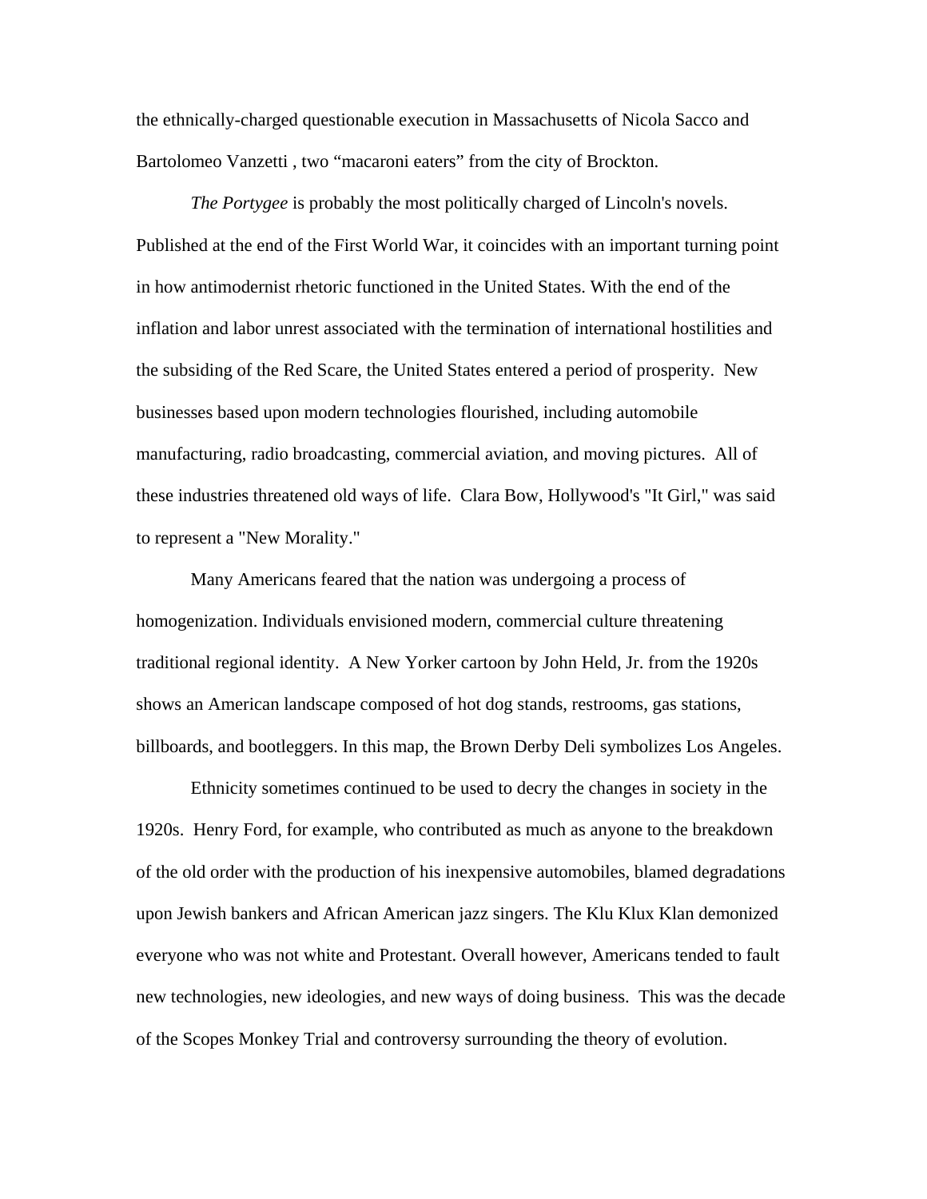the ethnically-charged questionable execution in Massachusetts of Nicola Sacco and Bartolomeo Vanzetti , two “macaroni eaters” from the city of Brockton.

*The Portygee* is probably the most politically charged of Lincoln's novels. Published at the end of the First World War, it coincides with an important turning point in how antimodernist rhetoric functioned in the United States. With the end of the inflation and labor unrest associated with the termination of international hostilities and the subsiding of the Red Scare, the United States entered a period of prosperity. New businesses based upon modern technologies flourished, including automobile manufacturing, radio broadcasting, commercial aviation, and moving pictures. All of these industries threatened old ways of life. Clara Bow, Hollywood's "It Girl," was said to represent a "New Morality."

Many Americans feared that the nation was undergoing a process of homogenization. Individuals envisioned modern, commercial culture threatening traditional regional identity. A New Yorker cartoon by John Held, Jr. from the 1920s shows an American landscape composed of hot dog stands, restrooms, gas stations, billboards, and bootleggers. In this map, the Brown Derby Deli symbolizes Los Angeles.

Ethnicity sometimes continued to be used to decry the changes in society in the 1920s. Henry Ford, for example, who contributed as much as anyone to the breakdown of the old order with the production of his inexpensive automobiles, blamed degradations upon Jewish bankers and African American jazz singers. The Klu Klux Klan demonized everyone who was not white and Protestant. Overall however, Americans tended to fault new technologies, new ideologies, and new ways of doing business. This was the decade of the Scopes Monkey Trial and controversy surrounding the theory of evolution.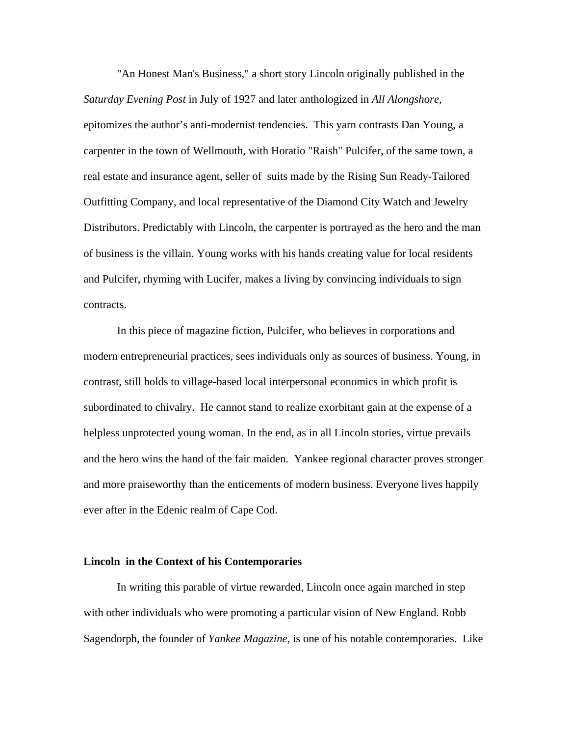"An Honest Man's Business," a short story Lincoln originally published in the *Saturday Evening Post* in July of 1927 and later anthologized in *All Alongshore*, epitomizes the author's anti-modernist tendencies. This yarn contrasts Dan Young, a carpenter in the town of Wellmouth, with Horatio "Raish" Pulcifer, of the same town, a real estate and insurance agent, seller of suits made by the Rising Sun Ready-Tailored Outfitting Company, and local representative of the Diamond City Watch and Jewelry Distributors. Predictably with Lincoln, the carpenter is portrayed as the hero and the man of business is the villain. Young works with his hands creating value for local residents and Pulcifer, rhyming with Lucifer, makes a living by convincing individuals to sign contracts.

In this piece of magazine fiction, Pulcifer, who believes in corporations and modern entrepreneurial practices, sees individuals only as sources of business. Young, in contrast, still holds to village-based local interpersonal economics in which profit is subordinated to chivalry. He cannot stand to realize exorbitant gain at the expense of a helpless unprotected young woman. In the end, as in all Lincoln stories, virtue prevails and the hero wins the hand of the fair maiden. Yankee regional character proves stronger and more praiseworthy than the enticements of modern business. Everyone lives happily ever after in the Edenic realm of Cape Cod.

**Lincoln in the Context of his Contemporaries**

In writing this parable of virtue rewarded, Lincoln once again marched in step with other individuals who were promoting a particular vision of New England. Robb Sagendorph, the founder of *Yankee Magazine*, is one of his notable contemporaries. Like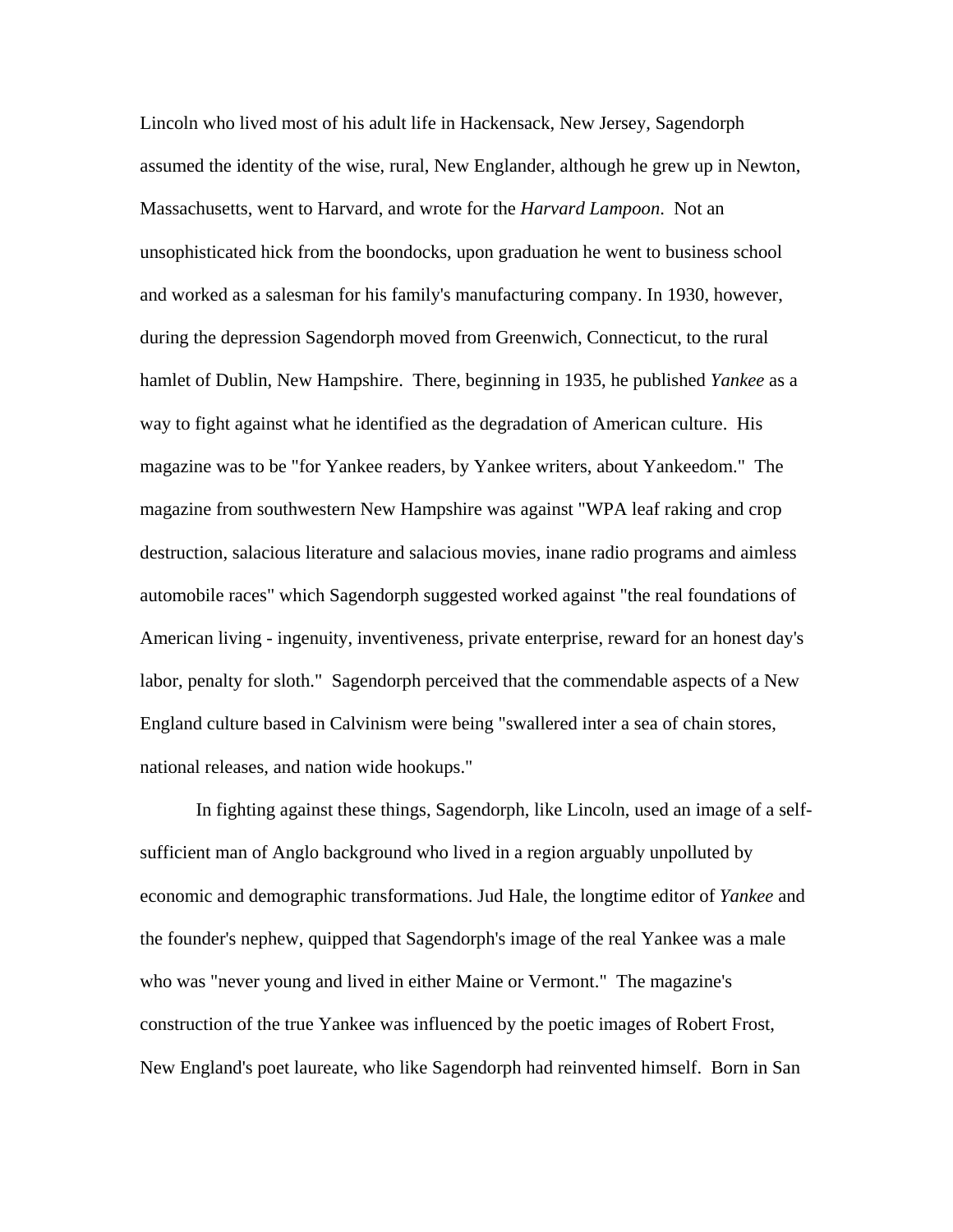Lincoln who lived most of his adult life in Hackensack, New Jersey, Sagendorph assumed the identity of the wise, rural, New Englander, although he grew up in Newton, Massachusetts, went to Harvard, and wrote for the *Harvard Lampoon*. Not an unsophisticated hick from the boondocks, upon graduation he went to business school and worked as a salesman for his family's manufacturing company. In 1930, however, during the depression Sagendorph moved from Greenwich, Connecticut, to the rural hamlet of Dublin, New Hampshire. There, beginning in 1935, he published *Yankee* as a way to fight against what he identified as the degradation of American culture. His magazine was to be "for Yankee readers, by Yankee writers, about Yankeedom." The magazine from southwestern New Hampshire was against "WPA leaf raking and crop destruction, salacious literature and salacious movies, inane radio programs and aimless automobile races" which Sagendorph suggested worked against "the real foundations of American living - ingenuity, inventiveness, private enterprise, reward for an honest day's labor, penalty for sloth." Sagendorph perceived that the commendable aspects of a New England culture based in Calvinism were being "swallered inter a sea of chain stores, national releases, and nation wide hookups."

In fighting against these things, Sagendorph, like Lincoln, used an image of a self-sufficient man of Anglo background who lived in a region arguably unpolluted by economic and demographic transformations. Jud Hale, the longtime editor of *Yankee* and the founder's nephew, quipped that Sagendorph's image of the real Yankee was a male who was "never young and lived in either Maine or Vermont." The magazine's construction of the true Yankee was influenced by the poetic images of Robert Frost, New England's poet laureate, who like Sagendorph had reinvented himself. Born in San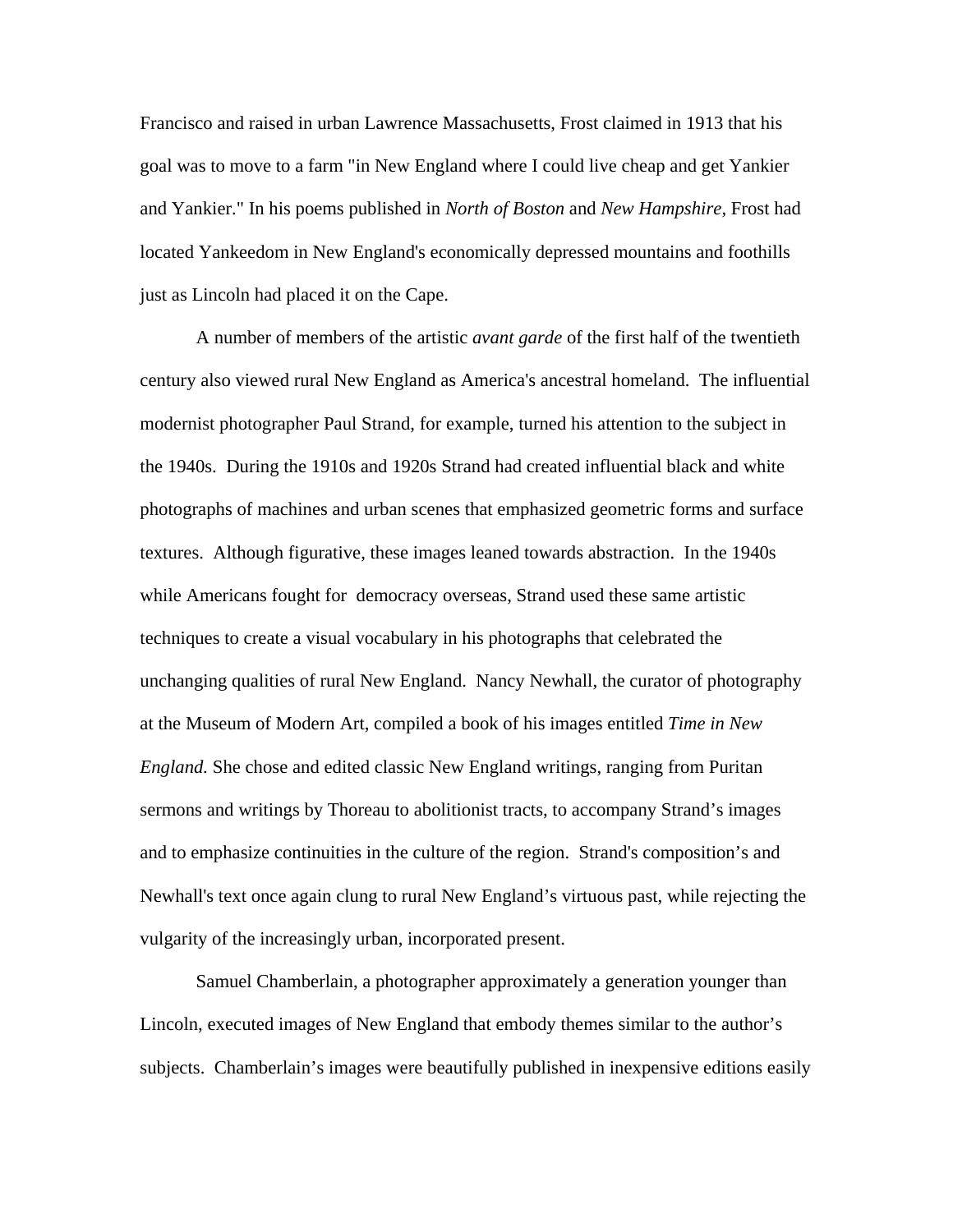Francisco and raised in urban Lawrence Massachusetts, Frost claimed in 1913 that his goal was to move to a farm "in New England where I could live cheap and get Yankier and Yankier." In his poems published in *North of Boston* and *New Hampshire*, Frost had located Yankeedom in New England's economically depressed mountains and foothills just as Lincoln had placed it on the Cape.

A number of members of the artistic *avant garde* of the first half of the twentieth century also viewed rural New England as America's ancestral homeland. The influential modernist photographer Paul Strand, for example, turned his attention to the subject in the 1940s. During the 1910s and 1920s Strand had created influential black and white photographs of machines and urban scenes that emphasized geometric forms and surface textures. Although figurative, these images leaned towards abstraction. In the 1940s while Americans fought for democracy overseas, Strand used these same artistic techniques to create a visual vocabulary in his photographs that celebrated the unchanging qualities of rural New England. Nancy Newhall, the curator of photography at the Museum of Modern Art, compiled a book of his images entitled *Time in New England.* She chose and edited classic New England writings, ranging from Puritan sermons and writings by Thoreau to abolitionist tracts, to accompany Strand's images and to emphasize continuities in the culture of the region. Strand's composition's and Newhall's text once again clung to rural New England's virtuous past, while rejecting the vulgarity of the increasingly urban, incorporated present.

Samuel Chamberlain, a photographer approximately a generation younger than Lincoln, executed images of New England that embody themes similar to the author's subjects. Chamberlain's images were beautifully published in inexpensive editions easily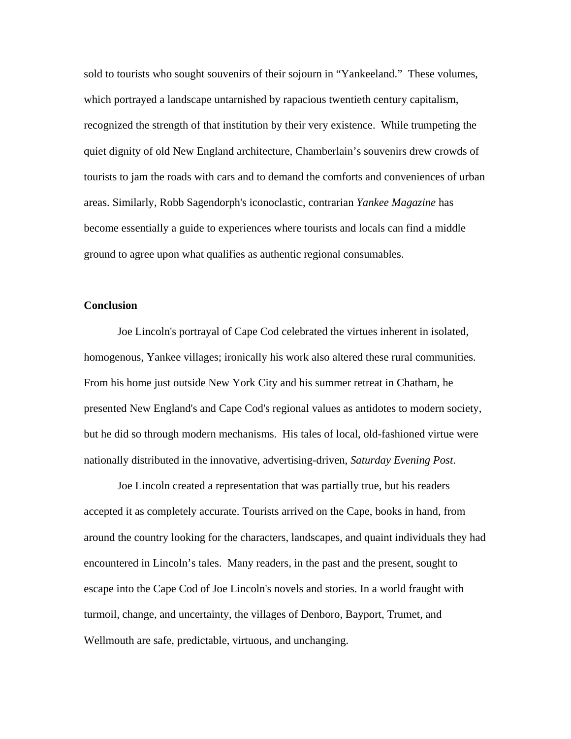sold to tourists who sought souvenirs of their sojourn in "Yankeeland." These volumes, which portrayed a landscape untarnished by rapacious twentieth century capitalism, recognized the strength of that institution by their very existence. While trumpeting the quiet dignity of old New England architecture, Chamberlain's souvenirs drew crowds of tourists to jam the roads with cars and to demand the comforts and conveniences of urban areas. Similarly, Robb Sagendorph's iconoclastic, contrarian *Yankee Magazine* has become essentially a guide to experiences where tourists and locals can find a middle ground to agree upon what qualifies as authentic regional consumables.

**Conclusion**

Joe Lincoln's portrayal of Cape Cod celebrated the virtues inherent in isolated, homogenous, Yankee villages; ironically his work also altered these rural communities. From his home just outside New York City and his summer retreat in Chatham, he presented New England's and Cape Cod's regional values as antidotes to modern society, but he did so through modern mechanisms. His tales of local, old-fashioned virtue were nationally distributed in the innovative, advertising-driven, *Saturday Evening Post*.

Joe Lincoln created a representation that was partially true, but his readers accepted it as completely accurate. Tourists arrived on the Cape, books in hand, from around the country looking for the characters, landscapes, and quaint individuals they had encountered in Lincoln's tales. Many readers, in the past and the present, sought to escape into the Cape Cod of Joe Lincoln's novels and stories. In a world fraught with turmoil, change, and uncertainty, the villages of Denboro, Bayport, Trumet, and Wellmouth are safe, predictable, virtuous, and unchanging.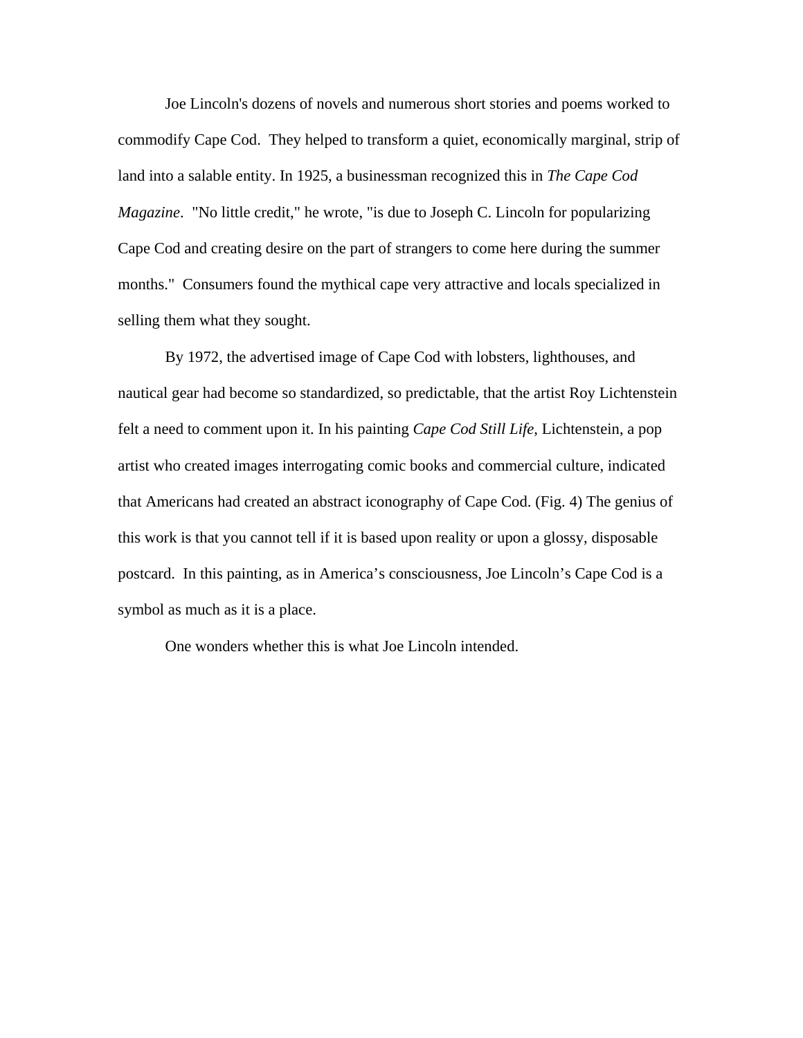Joe Lincoln's dozens of novels and numerous short stories and poems worked to commodify Cape Cod. They helped to transform a quiet, economically marginal, strip of land into a salable entity. In 1925, a businessman recognized this in *The Cape Cod Magazine*. "No little credit," he wrote, "is due to Joseph C. Lincoln for popularizing Cape Cod and creating desire on the part of strangers to come here during the summer months." Consumers found the mythical cape very attractive and locals specialized in selling them what they sought.

By 1972, the advertised image of Cape Cod with lobsters, lighthouses, and nautical gear had become so standardized, so predictable, that the artist Roy Lichtenstein felt a need to comment upon it. In his painting *Cape Cod Still Life*, Lichtenstein, a pop artist who created images interrogating comic books and commercial culture, indicated that Americans had created an abstract iconography of Cape Cod. (Fig. 4) The genius of this work is that you cannot tell if it is based upon reality or upon a glossy, disposable postcard. In this painting, as in America's consciousness, Joe Lincoln's Cape Cod is a symbol as much as it is a place.

One wonders whether this is what Joe Lincoln intended.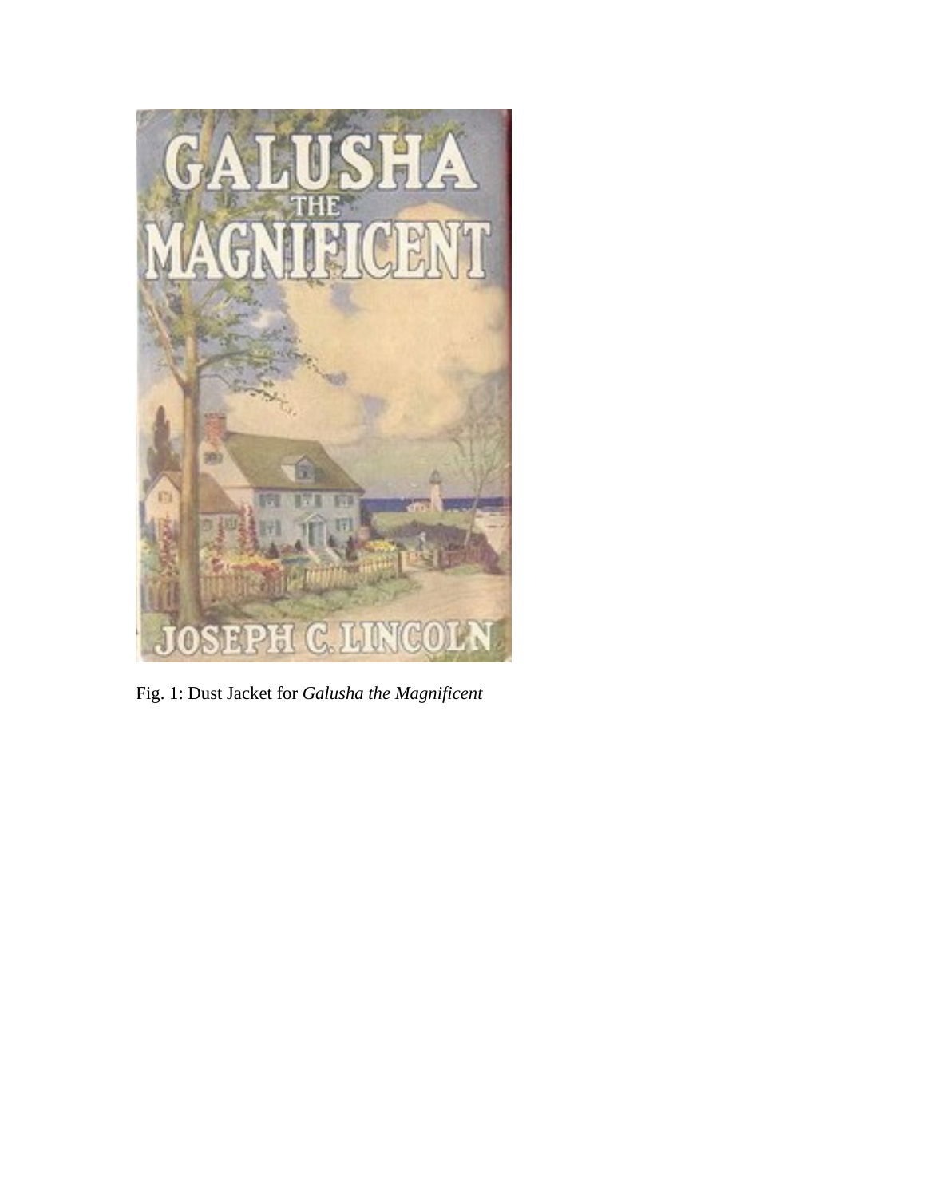Fig. 1: Dust Jacket for *Galusha the Magnificent*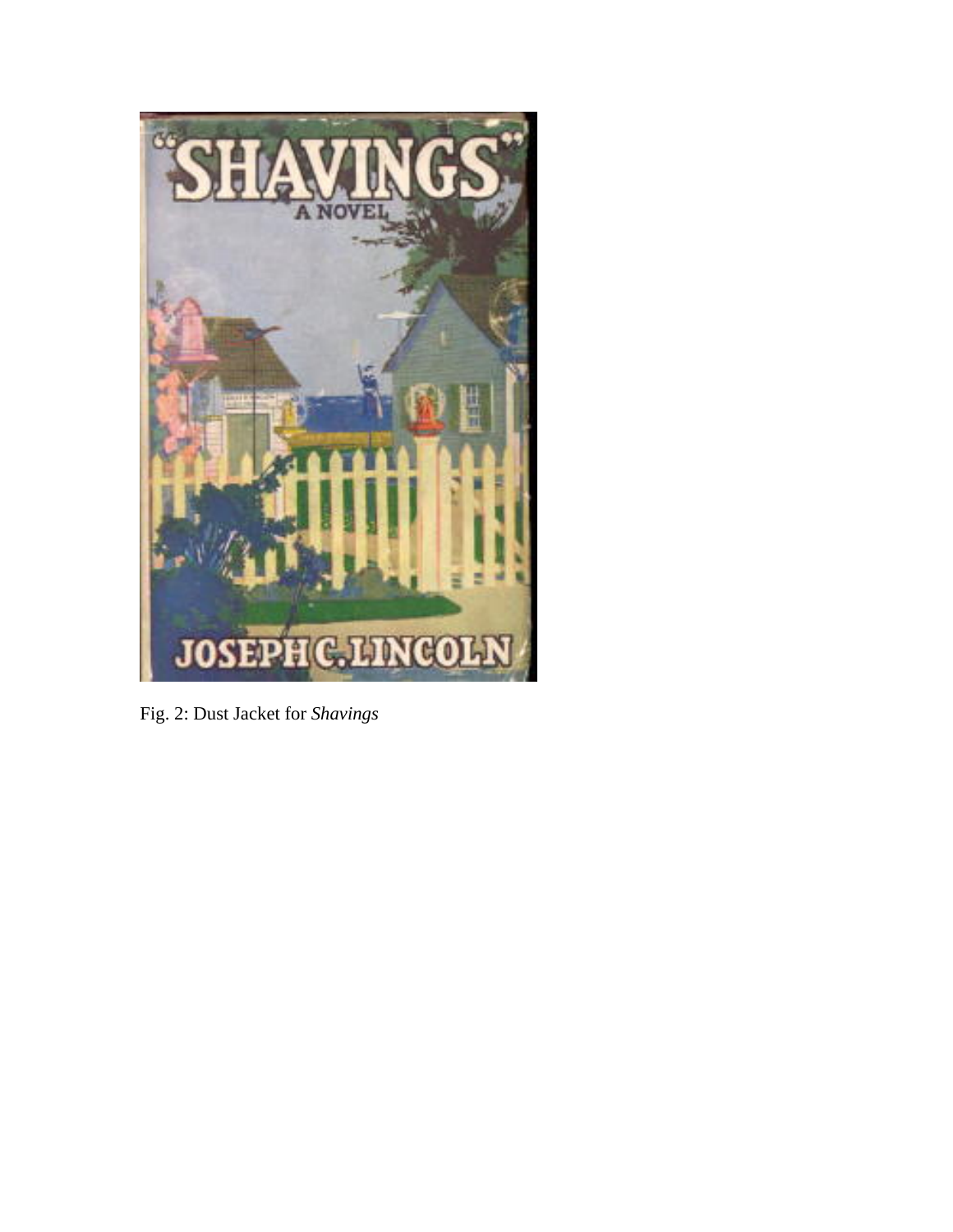Fig. 2: Dust Jacket for *Shavings*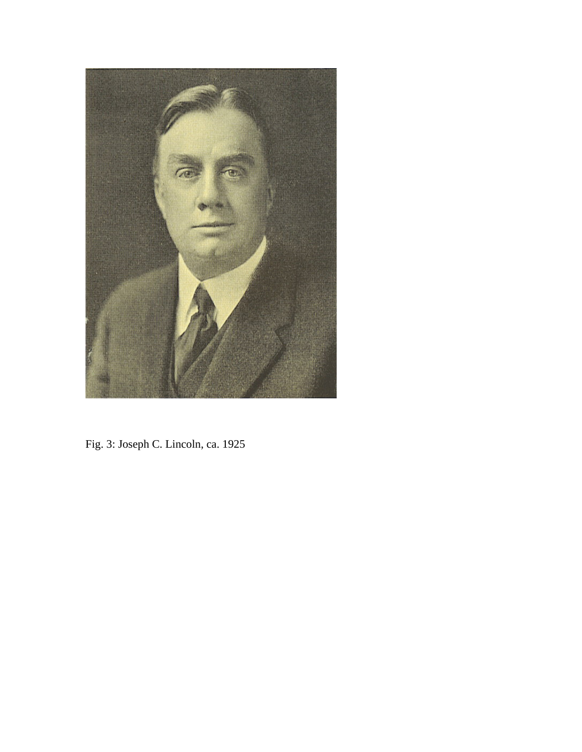Fig. 3: Joseph C. Lincoln, ca. 1925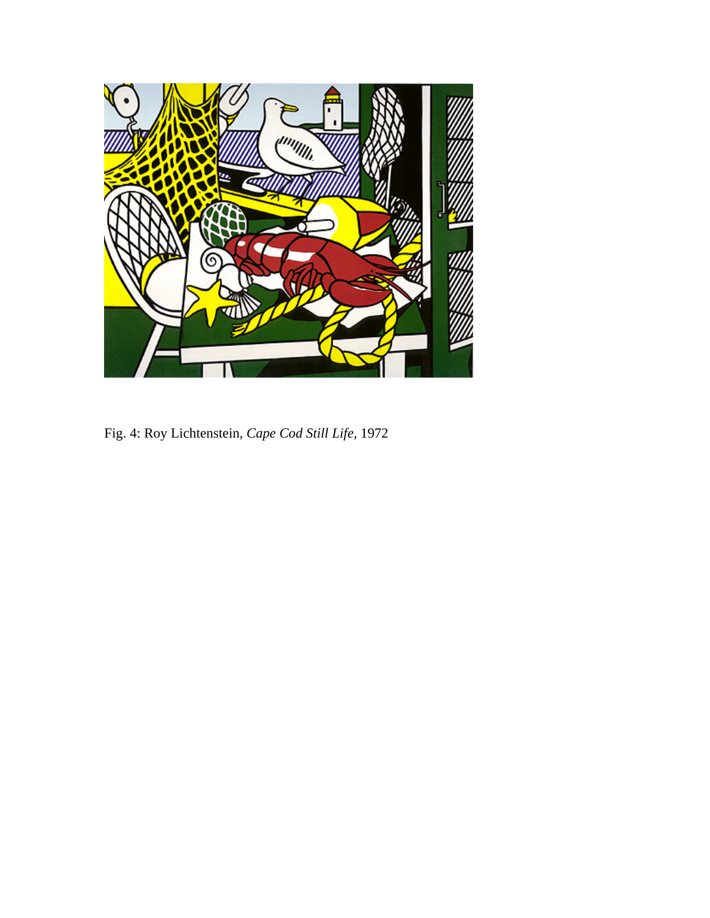Fig. 4: Roy Lichtenstein, *Cape Cod Still Life*, 1972